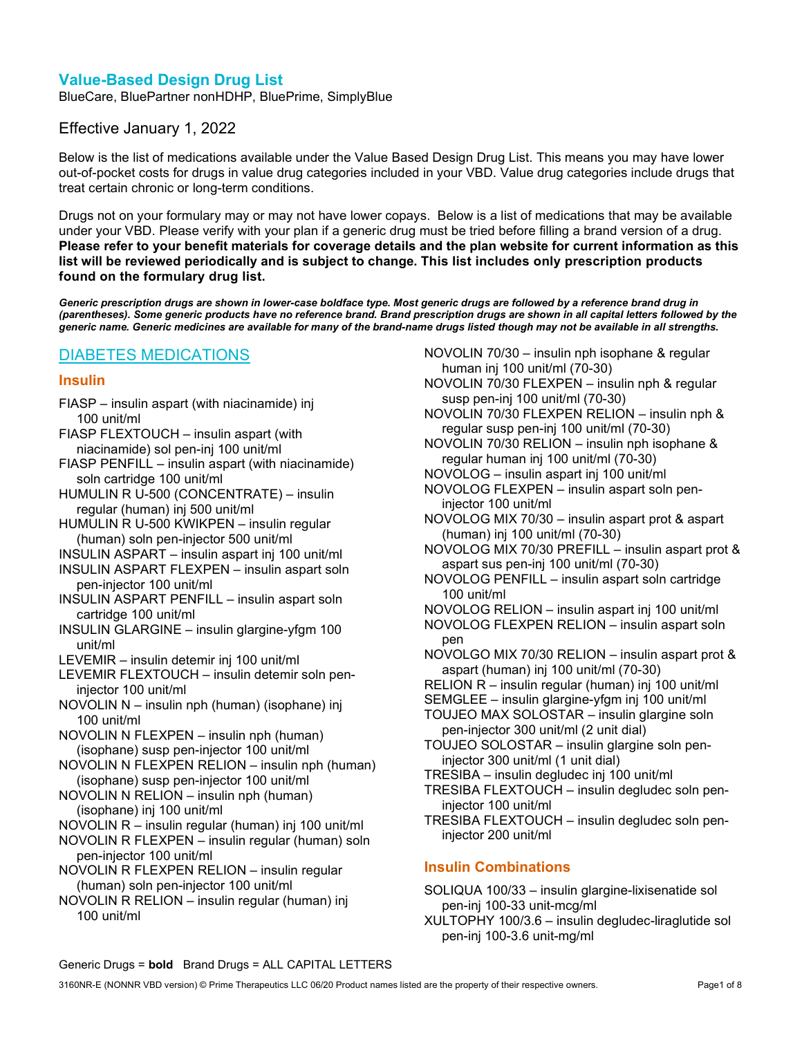## Value-Based Design Drug List

BlueCare, BluePartner nonHDHP, BluePrime, SimplyBlue

Effective January 1, 2022

Below is the list of medications available under the Value Based Design Drug List. This means you may have lower out-of-pocket costs for drugs in value drug categories included in your VBD. Value drug categories include drugs that treat certain chronic or long-term conditions.

Drugs not on your formulary may or may not have lower copays. Below is a list of medications that may be available under your VBD. Please verify with your plan if a generic drug must be tried before filling a brand version of a drug. **Please refer to your benefit materials for coverage details and the plan website for current information as this list will be reviewed periodically and is subject to change. This list includes only prescription products found on the formulary drug list.**

***Generic prescription drugs are shown in lower-case boldface type. Most generic drugs are followed by a reference brand drug in (parentheses). Some generic products have no reference brand. Brand prescription drugs are shown in all capital letters followed by the generic name. Generic medicines are available for many of the brand-name drugs listed though may not be available in all strengths.***

## DIABETES MEDICATIONS

### Insulin

- FIASP – insulin aspart (with niacinamide) inj 100 unit/ml
- FIASP FLEXTOUCH – insulin aspart (with niacinamide) sol pen-inj 100 unit/ml
- FIASP PENFILL – insulin aspart (with niacinamide) soln cartridge 100 unit/ml
- HUMULIN R U-500 (CONCENTRATE) – insulin regular (human) inj 500 unit/ml
- HUMULIN R U-500 KWIKPEN – insulin regular (human) soln pen-injector 500 unit/ml
- INSULIN ASPART – insulin aspart inj 100 unit/ml
- INSULIN ASPART FLEXPEN – insulin aspart soln pen-injector 100 unit/ml
- INSULIN ASPART PENFILL – insulin aspart soln cartridge 100 unit/ml
- INSULIN GLARGINE – insulin glargine-yfgm 100 unit/ml
- LEVEMIR – insulin detemir inj 100 unit/ml
- LEVEMIR FLEXTOUCH – insulin detemir soln pen-injector 100 unit/ml
- NOVOLIN N – insulin nph (human) (isophane) inj 100 unit/ml
- NOVOLIN N FLEXPEN – insulin nph (human) (isophane) susp pen-injector 100 unit/ml
- NOVOLIN N FLEXPEN RELION – insulin nph (human) (isophane) susp pen-injector 100 unit/ml
- NOVOLIN N RELION – insulin nph (human) (isophane) inj 100 unit/ml
- NOVOLIN R – insulin regular (human) inj 100 unit/ml
- NOVOLIN R FLEXPEN – insulin regular (human) soln pen-injector 100 unit/ml
- NOVOLIN R FLEXPEN RELION – insulin regular (human) soln pen-injector 100 unit/ml
- NOVOLIN R RELION – insulin regular (human) inj 100 unit/ml
- NOVOLIN 70/30 – insulin nph isophane & regular human inj 100 unit/ml (70-30)
- NOVOLIN 70/30 FLEXPEN – insulin nph & regular susp pen-inj 100 unit/ml (70-30)
- NOVOLIN 70/30 FLEXPEN RELION – insulin nph & regular susp pen-inj 100 unit/ml (70-30)
- NOVOLIN 70/30 RELION – insulin nph isophane & regular human inj 100 unit/ml (70-30)
- NOVOLOG – insulin aspart inj 100 unit/ml
- NOVOLOG FLEXPEN – insulin aspart soln pen-injector 100 unit/ml
- NOVOLOG MIX 70/30 – insulin aspart prot & aspart (human) inj 100 unit/ml (70-30)
- NOVOLOG MIX 70/30 PREFILL – insulin aspart prot & aspart sus pen-inj 100 unit/ml (70-30)
- NOVOLOG PENFILL – insulin aspart soln cartridge 100 unit/ml
- NOVOLOG RELION – insulin aspart inj 100 unit/ml
- NOVOLOG FLEXPEN RELION – insulin aspart soln pen
- NOVOLGO MIX 70/30 RELION – insulin aspart prot & aspart (human) inj 100 unit/ml (70-30)
- RELION R – insulin regular (human) inj 100 unit/ml
- SEMGLEE – insulin glargine-yfgm inj 100 unit/ml
- TOUJEO MAX SOLOSTAR – insulin glargine soln pen-injector 300 unit/ml (2 unit dial)
- TOUJEO SOLOSTAR – insulin glargine soln pen-injector 300 unit/ml (1 unit dial)
- TRESIBA – insulin degludec inj 100 unit/ml
- TRESIBA FLEXTOUCH – insulin degludec soln pen-injector 100 unit/ml
- TRESIBA FLEXTOUCH – insulin degludec soln pen-injector 200 unit/ml

### Insulin Combinations

- SOLIQUA 100/33 – insulin glargine-lixisenatide sol pen-inj 100-33 unit-mcg/ml
- XULTOPHY 100/3.6 – insulin degludec-liraglutide sol pen-inj 100-3.6 unit-mg/ml

Generic Drugs = **bold** Brand Drugs = ALL CAPITAL LETTERS

3160NR-E (NONNR VBD version) © Prime Therapeutics LLC 06/20 Product names listed are the property of their respective owners.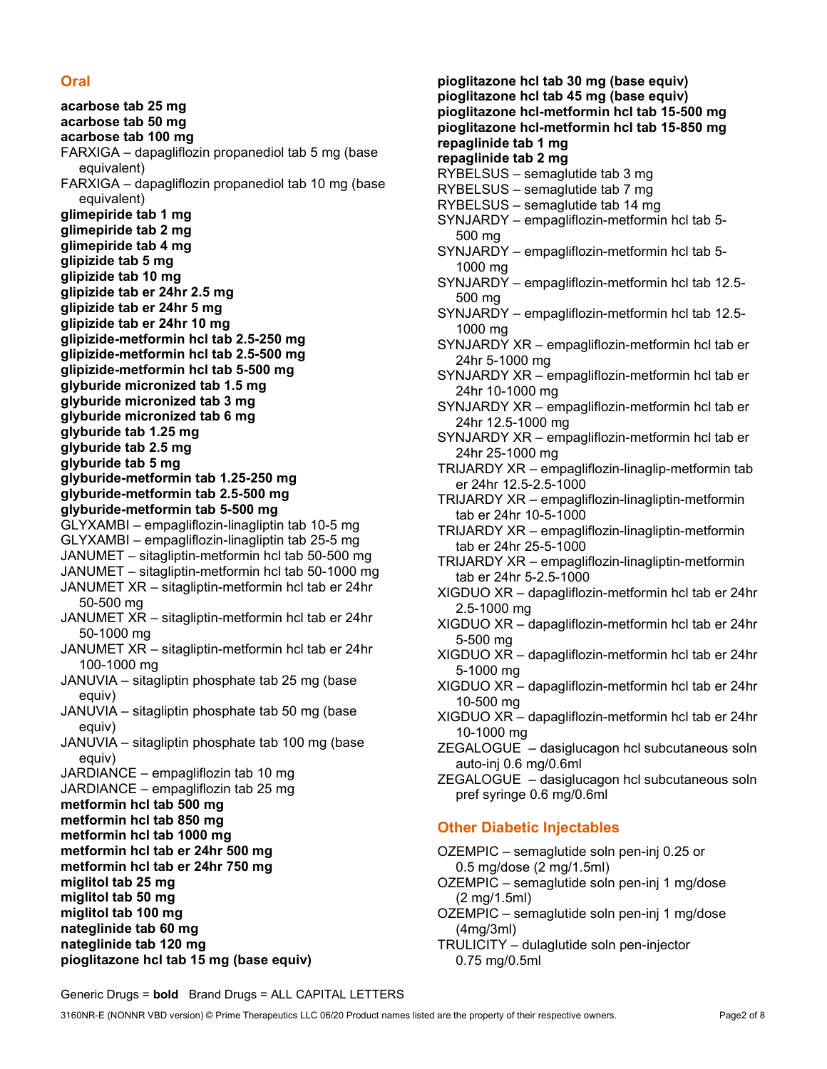## Oral

**acarbose tab 25 mg**
**acarbose tab 50 mg**
**acarbose tab 100 mg**
FARXIGA – dapagliflozin propanediol tab 5 mg (base equivalent)
FARXIGA – dapagliflozin propanediol tab 10 mg (base equivalent)
**glimepiride tab 1 mg**
**glimepiride tab 2 mg**
**glimepiride tab 4 mg**
**glipizide tab 5 mg**
**glipizide tab 10 mg**
**glipizide tab er 24hr 2.5 mg**
**glipizide tab er 24hr 5 mg**
**glipizide tab er 24hr 10 mg**
**glipizide-metformin hcl tab 2.5-250 mg**
**glipizide-metformin hcl tab 2.5-500 mg**
**glipizide-metformin hcl tab 5-500 mg**
**glyburide micronized tab 1.5 mg**
**glyburide micronized tab 3 mg**
**glyburide micronized tab 6 mg**
**glyburide tab 1.25 mg**
**glyburide tab 2.5 mg**
**glyburide tab 5 mg**
**glyburide-metformin tab 1.25-250 mg**
**glyburide-metformin tab 2.5-500 mg**
**glyburide-metformin tab 5-500 mg**
GLYXAMBI – empagliflozin-linagliptin tab 10-5 mg
GLYXAMBI – empagliflozin-linagliptin tab 25-5 mg
JANUMET – sitagliptin-metformin hcl tab 50-500 mg
JANUMET – sitagliptin-metformin hcl tab 50-1000 mg
JANUMET XR – sitagliptin-metformin hcl tab er 24hr 50-500 mg
JANUMET XR – sitagliptin-metformin hcl tab er 24hr 50-1000 mg
JANUMET XR – sitagliptin-metformin hcl tab er 24hr 100-1000 mg
JANUVIA – sitagliptin phosphate tab 25 mg (base equiv)
JANUVIA – sitagliptin phosphate tab 50 mg (base equiv)
JANUVIA – sitagliptin phosphate tab 100 mg (base equiv)
JARDIANCE – empagliflozin tab 10 mg
JARDIANCE – empagliflozin tab 25 mg
**metformin hcl tab 500 mg**
**metformin hcl tab 850 mg**
**metformin hcl tab 1000 mg**
**metformin hcl tab er 24hr 500 mg**
**metformin hcl tab er 24hr 750 mg**
**miglitol tab 25 mg**
**miglitol tab 50 mg**
**miglitol tab 100 mg**
**nateglinide tab 60 mg**
**nateglinide tab 120 mg**
**pioglitazone hcl tab 15 mg (base equiv)**
**pioglitazone hcl tab 30 mg (base equiv)**
**pioglitazone hcl tab 45 mg (base equiv)**
**pioglitazone hcl-metformin hcl tab 15-500 mg**
**pioglitazone hcl-metformin hcl tab 15-850 mg**
**repaglinide tab 1 mg**
**repaglinide tab 2 mg**
RYBELSUS – semaglutide tab 3 mg
RYBELSUS – semaglutide tab 7 mg
RYBELSUS – semaglutide tab 14 mg
SYNJARDY – empagliflozin-metformin hcl tab 5-500 mg
SYNJARDY – empagliflozin-metformin hcl tab 5-1000 mg
SYNJARDY – empagliflozin-metformin hcl tab 12.5-500 mg
SYNJARDY – empagliflozin-metformin hcl tab 12.5-1000 mg
SYNJARDY XR – empagliflozin-metformin hcl tab er 24hr 5-1000 mg
SYNJARDY XR – empagliflozin-metformin hcl tab er 24hr 10-1000 mg
SYNJARDY XR – empagliflozin-metformin hcl tab er 24hr 12.5-1000 mg
SYNJARDY XR – empagliflozin-metformin hcl tab er 24hr 25-1000 mg
TRIJARDY XR – empagliflozin-linaglip-metformin tab er 24hr 12.5-2.5-1000
TRIJARDY XR – empagliflozin-linagliptin-metformin tab er 24hr 10-5-1000
TRIJARDY XR – empagliflozin-linagliptin-metformin tab er 24hr 25-5-1000
TRIJARDY XR – empagliflozin-linagliptin-metformin tab er 24hr 5-2.5-1000
XIGDUO XR – dapagliflozin-metformin hcl tab er 24hr 2.5-1000 mg
XIGDUO XR – dapagliflozin-metformin hcl tab er 24hr 5-500 mg
XIGDUO XR – dapagliflozin-metformin hcl tab er 24hr 5-1000 mg
XIGDUO XR – dapagliflozin-metformin hcl tab er 24hr 10-500 mg
XIGDUO XR – dapagliflozin-metformin hcl tab er 24hr 10-1000 mg
ZEGALOGUE – dasiglucagon hcl subcutaneous soln auto-inj 0.6 mg/0.6ml
ZEGALOGUE – dasiglucagon hcl subcutaneous soln pref syringe 0.6 mg/0.6ml

## Other Diabetic Injectables

OZEMPIC – semaglutide soln pen-inj 0.25 or 0.5 mg/dose (2 mg/1.5ml)
OZEMPIC – semaglutide soln pen-inj 1 mg/dose (2 mg/1.5ml)
OZEMPIC – semaglutide soln pen-inj 1 mg/dose (4mg/3ml)
TRULICITY – dulaglutide soln pen-injector 0.75 mg/0.5ml

Generic Drugs = **bold** Brand Drugs = ALL CAPITAL LETTERS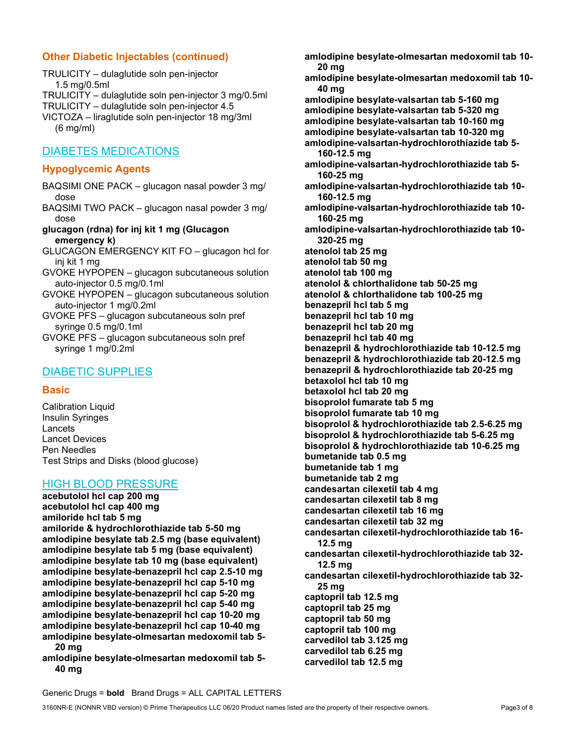### Other Diabetic Injectables (continued)

TRULICITY – dulaglutide soln pen-injector 1.5 mg/0.5ml
TRULICITY – dulaglutide soln pen-injector 3 mg/0.5ml
TRULICITY – dulaglutide soln pen-injector 4.5
VICTOZA – liraglutide soln pen-injector 18 mg/3ml (6 mg/ml)

## DIABETES MEDICATIONS

### Hypoglycemic Agents

BAQSIMI ONE PACK – glucagon nasal powder 3 mg/ dose
BAQSIMI TWO PACK – glucagon nasal powder 3 mg/ dose
**glucagon (rdna) for inj kit 1 mg (Glucagon emergency k)**
GLUCAGON EMERGENCY KIT FO – glucagon hcl for inj kit 1 mg
GVOKE HYPOPEN – glucagon subcutaneous solution auto-injector 0.5 mg/0.1ml
GVOKE HYPOPEN – glucagon subcutaneous solution auto-injector 1 mg/0.2ml
GVOKE PFS – glucagon subcutaneous soln pref syringe 0.5 mg/0.1ml
GVOKE PFS – glucagon subcutaneous soln pref syringe 1 mg/0.2ml

## DIABETIC SUPPLIES

### Basic

Calibration Liquid
Insulin Syringes
Lancets
Lancet Devices
Pen Needles
Test Strips and Disks (blood glucose)

## HIGH BLOOD PRESSURE

**acebutolol hcl cap 200 mg**
**acebutolol hcl cap 400 mg**
**amiloride hcl tab 5 mg**
**amiloride & hydrochlorothiazide tab 5-50 mg**
**amlodipine besylate tab 2.5 mg (base equivalent)**
**amlodipine besylate tab 5 mg (base equivalent)**
**amlodipine besylate tab 10 mg (base equivalent)**
**amlodipine besylate-benazepril hcl cap 2.5-10 mg**
**amlodipine besylate-benazepril hcl cap 5-10 mg**
**amlodipine besylate-benazepril hcl cap 5-20 mg**
**amlodipine besylate-benazepril hcl cap 5-40 mg**
**amlodipine besylate-benazepril hcl cap 10-20 mg**
**amlodipine besylate-benazepril hcl cap 10-40 mg**
**amlodipine besylate-olmesartan medoxomil tab 5-20 mg**
**amlodipine besylate-olmesartan medoxomil tab 5-40 mg**
**amlodipine besylate-olmesartan medoxomil tab 10-20 mg**
**amlodipine besylate-olmesartan medoxomil tab 10-40 mg**
**amlodipine besylate-valsartan tab 5-160 mg**
**amlodipine besylate-valsartan tab 5-320 mg**
**amlodipine besylate-valsartan tab 10-160 mg**
**amlodipine besylate-valsartan tab 10-320 mg**
**amlodipine-valsartan-hydrochlorothiazide tab 5-160-12.5 mg**
**amlodipine-valsartan-hydrochlorothiazide tab 5-160-25 mg**
**amlodipine-valsartan-hydrochlorothiazide tab 10-160-12.5 mg**
**amlodipine-valsartan-hydrochlorothiazide tab 10-160-25 mg**
**amlodipine-valsartan-hydrochlorothiazide tab 10-320-25 mg**
**atenolol tab 25 mg**
**atenolol tab 50 mg**
**atenolol tab 100 mg**
**atenolol & chlorthalidone tab 50-25 mg**
**atenolol & chlorthalidone tab 100-25 mg**
**benazepril hcl tab 5 mg**
**benazepril hcl tab 10 mg**
**benazepril hcl tab 20 mg**
**benazepril hcl tab 40 mg**
**benazepril & hydrochlorothiazide tab 10-12.5 mg**
**benazepril & hydrochlorothiazide tab 20-12.5 mg**
**benazepril & hydrochlorothiazide tab 20-25 mg**
**betaxolol hcl tab 10 mg**
**betaxolol hcl tab 20 mg**
**bisoprolol fumarate tab 5 mg**
**bisoprolol fumarate tab 10 mg**
**bisoprolol & hydrochlorothiazide tab 2.5-6.25 mg**
**bisoprolol & hydrochlorothiazide tab 5-6.25 mg**
**bisoprolol & hydrochlorothiazide tab 10-6.25 mg**
**bumetanide tab 0.5 mg**
**bumetanide tab 1 mg**
**bumetanide tab 2 mg**
**candesartan cilexetil tab 4 mg**
**candesartan cilexetil tab 8 mg**
**candesartan cilexetil tab 16 mg**
**candesartan cilexetil tab 32 mg**
**candesartan cilexetil-hydrochlorothiazide tab 16-12.5 mg**
**candesartan cilexetil-hydrochlorothiazide tab 32-12.5 mg**
**candesartan cilexetil-hydrochlorothiazide tab 32-25 mg**
**captopril tab 12.5 mg**
**captopril tab 25 mg**
**captopril tab 50 mg**
**captopril tab 100 mg**
**carvedilol tab 3.125 mg**
**carvedilol tab 6.25 mg**
**carvedilol tab 12.5 mg**

Generic Drugs = **bold** Brand Drugs = ALL CAPITAL LETTERS

3160NR-E (NONNR VBD version) © Prime Therapeutics LLC 06/20 Product names listed are the property of their respective owners.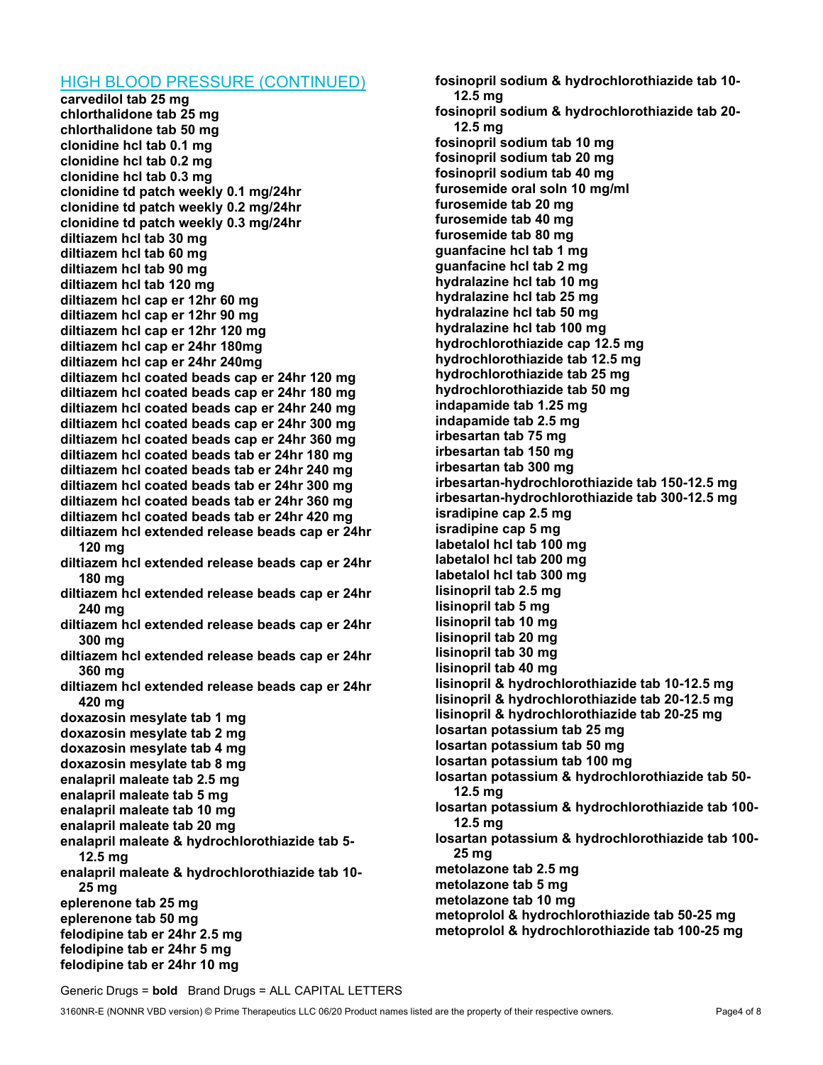## HIGH BLOOD PRESSURE (CONTINUED)

**carvedilol tab 25 mg**
**chlorthalidone tab 25 mg**
**chlorthalidone tab 50 mg**
**clonidine hcl tab 0.1 mg**
**clonidine hcl tab 0.2 mg**
**clonidine hcl tab 0.3 mg**
**clonidine td patch weekly 0.1 mg/24hr**
**clonidine td patch weekly 0.2 mg/24hr**
**clonidine td patch weekly 0.3 mg/24hr**
**diltiazem hcl tab 30 mg**
**diltiazem hcl tab 60 mg**
**diltiazem hcl tab 90 mg**
**diltiazem hcl tab 120 mg**
**diltiazem hcl cap er 12hr 60 mg**
**diltiazem hcl cap er 12hr 90 mg**
**diltiazem hcl cap er 12hr 120 mg**
**diltiazem hcl cap er 24hr 180mg**
**diltiazem hcl cap er 24hr 240mg**
**diltiazem hcl coated beads cap er 24hr 120 mg**
**diltiazem hcl coated beads cap er 24hr 180 mg**
**diltiazem hcl coated beads cap er 24hr 240 mg**
**diltiazem hcl coated beads cap er 24hr 300 mg**
**diltiazem hcl coated beads cap er 24hr 360 mg**
**diltiazem hcl coated beads tab er 24hr 180 mg**
**diltiazem hcl coated beads tab er 24hr 240 mg**
**diltiazem hcl coated beads tab er 24hr 300 mg**
**diltiazem hcl coated beads tab er 24hr 360 mg**
**diltiazem hcl coated beads tab er 24hr 420 mg**
**diltiazem hcl extended release beads cap er 24hr 120 mg**
**diltiazem hcl extended release beads cap er 24hr 180 mg**
**diltiazem hcl extended release beads cap er 24hr 240 mg**
**diltiazem hcl extended release beads cap er 24hr 300 mg**
**diltiazem hcl extended release beads cap er 24hr 360 mg**
**diltiazem hcl extended release beads cap er 24hr 420 mg**
**doxazosin mesylate tab 1 mg**
**doxazosin mesylate tab 2 mg**
**doxazosin mesylate tab 4 mg**
**doxazosin mesylate tab 8 mg**
**enalapril maleate tab 2.5 mg**
**enalapril maleate tab 5 mg**
**enalapril maleate tab 10 mg**
**enalapril maleate tab 20 mg**
**enalapril maleate & hydrochlorothiazide tab 5-12.5 mg**
**enalapril maleate & hydrochlorothiazide tab 10-25 mg**
**eplerenone tab 25 mg**
**eplerenone tab 50 mg**
**felodipine tab er 24hr 2.5 mg**
**felodipine tab er 24hr 5 mg**
**felodipine tab er 24hr 10 mg**
**fosinopril sodium & hydrochlorothiazide tab 10-12.5 mg**
**fosinopril sodium & hydrochlorothiazide tab 20-12.5 mg**
**fosinopril sodium tab 10 mg**
**fosinopril sodium tab 20 mg**
**fosinopril sodium tab 40 mg**
**furosemide oral soln 10 mg/ml**
**furosemide tab 20 mg**
**furosemide tab 40 mg**
**furosemide tab 80 mg**
**guanfacine hcl tab 1 mg**
**guanfacine hcl tab 2 mg**
**hydralazine hcl tab 10 mg**
**hydralazine hcl tab 25 mg**
**hydralazine hcl tab 50 mg**
**hydralazine hcl tab 100 mg**
**hydrochlorothiazide cap 12.5 mg**
**hydrochlorothiazide tab 12.5 mg**
**hydrochlorothiazide tab 25 mg**
**hydrochlorothiazide tab 50 mg**
**indapamide tab 1.25 mg**
**indapamide tab 2.5 mg**
**irbesartan tab 75 mg**
**irbesartan tab 150 mg**
**irbesartan tab 300 mg**
**irbesartan-hydrochlorothiazide tab 150-12.5 mg**
**irbesartan-hydrochlorothiazide tab 300-12.5 mg**
**isradipine cap 2.5 mg**
**isradipine cap 5 mg**
**labetalol hcl tab 100 mg**
**labetalol hcl tab 200 mg**
**labetalol hcl tab 300 mg**
**lisinopril tab 2.5 mg**
**lisinopril tab 5 mg**
**lisinopril tab 10 mg**
**lisinopril tab 20 mg**
**lisinopril tab 30 mg**
**lisinopril tab 40 mg**
**lisinopril & hydrochlorothiazide tab 10-12.5 mg**
**lisinopril & hydrochlorothiazide tab 20-12.5 mg**
**lisinopril & hydrochlorothiazide tab 20-25 mg**
**losartan potassium tab 25 mg**
**losartan potassium tab 50 mg**
**losartan potassium tab 100 mg**
**losartan potassium & hydrochlorothiazide tab 50-12.5 mg**
**losartan potassium & hydrochlorothiazide tab 100-12.5 mg**
**losartan potassium & hydrochlorothiazide tab 100-25 mg**
**metolazone tab 2.5 mg**
**metolazone tab 5 mg**
**metolazone tab 10 mg**
**metoprolol & hydrochlorothiazide tab 50-25 mg**
**metoprolol & hydrochlorothiazide tab 100-25 mg**

Generic Drugs = **bold** Brand Drugs = ALL CAPITAL LETTERS

3160NR-E (NONNR VBD version) © Prime Therapeutics LLC 06/20 Product names listed are the property of their respective owners.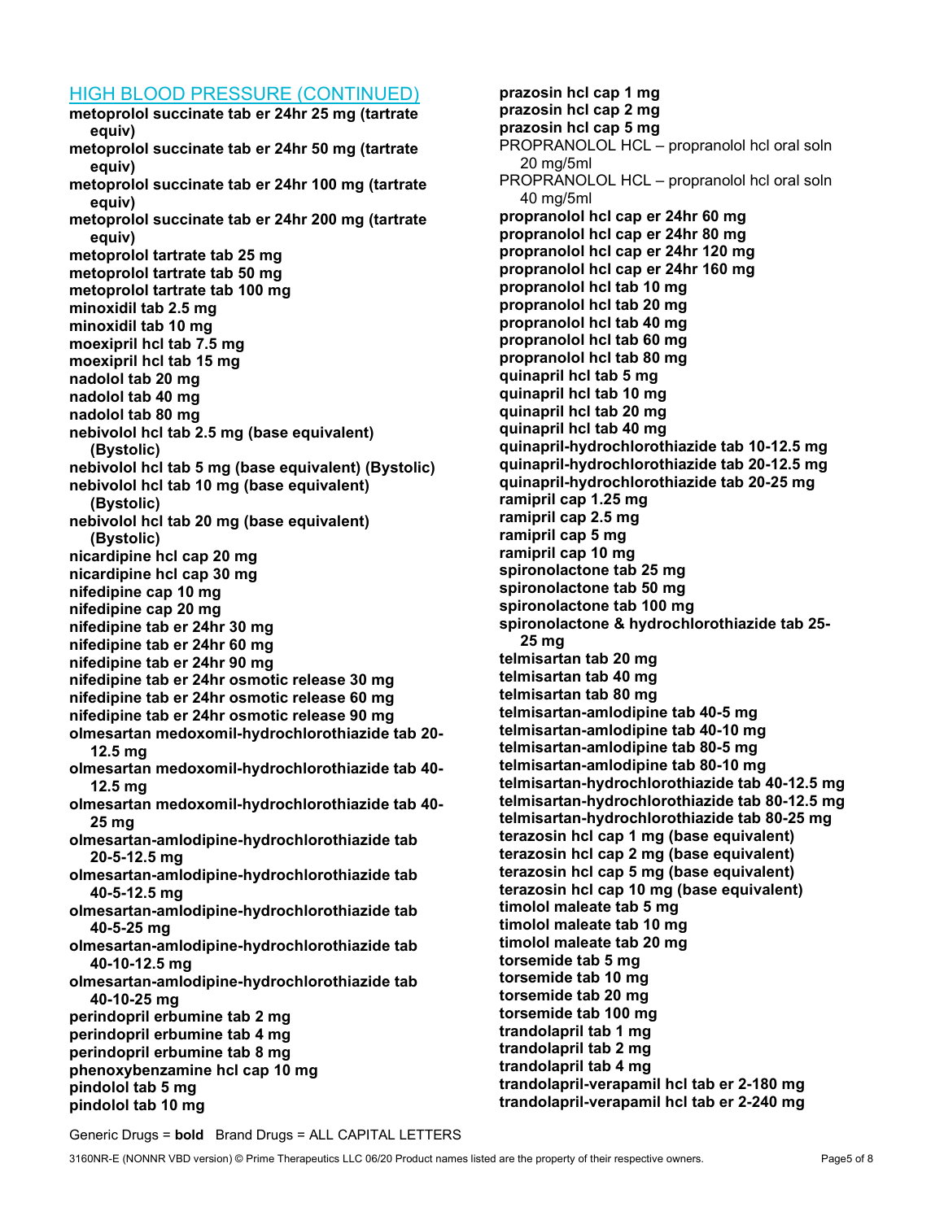## HIGH BLOOD PRESSURE (CONTINUED)

**metoprolol succinate tab er 24hr 25 mg (tartrate equiv)**
**metoprolol succinate tab er 24hr 50 mg (tartrate equiv)**
**metoprolol succinate tab er 24hr 100 mg (tartrate equiv)**
**metoprolol succinate tab er 24hr 200 mg (tartrate equiv)**
**metoprolol tartrate tab 25 mg**
**metoprolol tartrate tab 50 mg**
**metoprolol tartrate tab 100 mg**
**minoxidil tab 2.5 mg**
**minoxidil tab 10 mg**
**moexipril hcl tab 7.5 mg**
**moexipril hcl tab 15 mg**
**nadolol tab 20 mg**
**nadolol tab 40 mg**
**nadolol tab 80 mg**
**nebivolol hcl tab 2.5 mg (base equivalent) (Bystolic)**
**nebivolol hcl tab 5 mg (base equivalent) (Bystolic)**
**nebivolol hcl tab 10 mg (base equivalent) (Bystolic)**
**nebivolol hcl tab 20 mg (base equivalent) (Bystolic)**
**nicardipine hcl cap 20 mg**
**nicardipine hcl cap 30 mg**
**nifedipine cap 10 mg**
**nifedipine cap 20 mg**
**nifedipine tab er 24hr 30 mg**
**nifedipine tab er 24hr 60 mg**
**nifedipine tab er 24hr 90 mg**
**nifedipine tab er 24hr osmotic release 30 mg**
**nifedipine tab er 24hr osmotic release 60 mg**
**nifedipine tab er 24hr osmotic release 90 mg**
**olmesartan medoxomil-hydrochlorothiazide tab 20-12.5 mg**
**olmesartan medoxomil-hydrochlorothiazide tab 40-12.5 mg**
**olmesartan medoxomil-hydrochlorothiazide tab 40-25 mg**
**olmesartan-amlodipine-hydrochlorothiazide tab 20-5-12.5 mg**
**olmesartan-amlodipine-hydrochlorothiazide tab 40-5-12.5 mg**
**olmesartan-amlodipine-hydrochlorothiazide tab 40-5-25 mg**
**olmesartan-amlodipine-hydrochlorothiazide tab 40-10-12.5 mg**
**olmesartan-amlodipine-hydrochlorothiazide tab 40-10-25 mg**
**perindopril erbumine tab 2 mg**
**perindopril erbumine tab 4 mg**
**perindopril erbumine tab 8 mg**
**phenoxybenzamine hcl cap 10 mg**
**pindolol tab 5 mg**
**pindolol tab 10 mg**
**prazosin hcl cap 1 mg**
**prazosin hcl cap 2 mg**
**prazosin hcl cap 5 mg**
PROPRANOLOL HCL – propranolol hcl oral soln 20 mg/5ml
PROPRANOLOL HCL – propranolol hcl oral soln 40 mg/5ml
**propranolol hcl cap er 24hr 60 mg**
**propranolol hcl cap er 24hr 80 mg**
**propranolol hcl cap er 24hr 120 mg**
**propranolol hcl cap er 24hr 160 mg**
**propranolol hcl tab 10 mg**
**propranolol hcl tab 20 mg**
**propranolol hcl tab 40 mg**
**propranolol hcl tab 60 mg**
**propranolol hcl tab 80 mg**
**quinapril hcl tab 5 mg**
**quinapril hcl tab 10 mg**
**quinapril hcl tab 20 mg**
**quinapril hcl tab 40 mg**
**quinapril-hydrochlorothiazide tab 10-12.5 mg**
**quinapril-hydrochlorothiazide tab 20-12.5 mg**
**quinapril-hydrochlorothiazide tab 20-25 mg**
**ramipril cap 1.25 mg**
**ramipril cap 2.5 mg**
**ramipril cap 5 mg**
**ramipril cap 10 mg**
**spironolactone tab 25 mg**
**spironolactone tab 50 mg**
**spironolactone tab 100 mg**
**spironolactone & hydrochlorothiazide tab 25-25 mg**
**telmisartan tab 20 mg**
**telmisartan tab 40 mg**
**telmisartan tab 80 mg**
**telmisartan-amlodipine tab 40-5 mg**
**telmisartan-amlodipine tab 40-10 mg**
**telmisartan-amlodipine tab 80-5 mg**
**telmisartan-amlodipine tab 80-10 mg**
**telmisartan-hydrochlorothiazide tab 40-12.5 mg**
**telmisartan-hydrochlorothiazide tab 80-12.5 mg**
**telmisartan-hydrochlorothiazide tab 80-25 mg**
**terazosin hcl cap 1 mg (base equivalent)**
**terazosin hcl cap 2 mg (base equivalent)**
**terazosin hcl cap 5 mg (base equivalent)**
**terazosin hcl cap 10 mg (base equivalent)**
**timolol maleate tab 5 mg**
**timolol maleate tab 10 mg**
**timolol maleate tab 20 mg**
**torsemide tab 5 mg**
**torsemide tab 10 mg**
**torsemide tab 20 mg**
**torsemide tab 100 mg**
**trandolapril tab 1 mg**
**trandolapril tab 2 mg**
**trandolapril tab 4 mg**
**trandolapril-verapamil hcl tab er 2-180 mg**
**trandolapril-verapamil hcl tab er 2-240 mg**

Generic Drugs = **bold** Brand Drugs = ALL CAPITAL LETTERS

3160NR-E (NONNR VBD version) © Prime Therapeutics LLC 06/20 Product names listed are the property of their respective owners.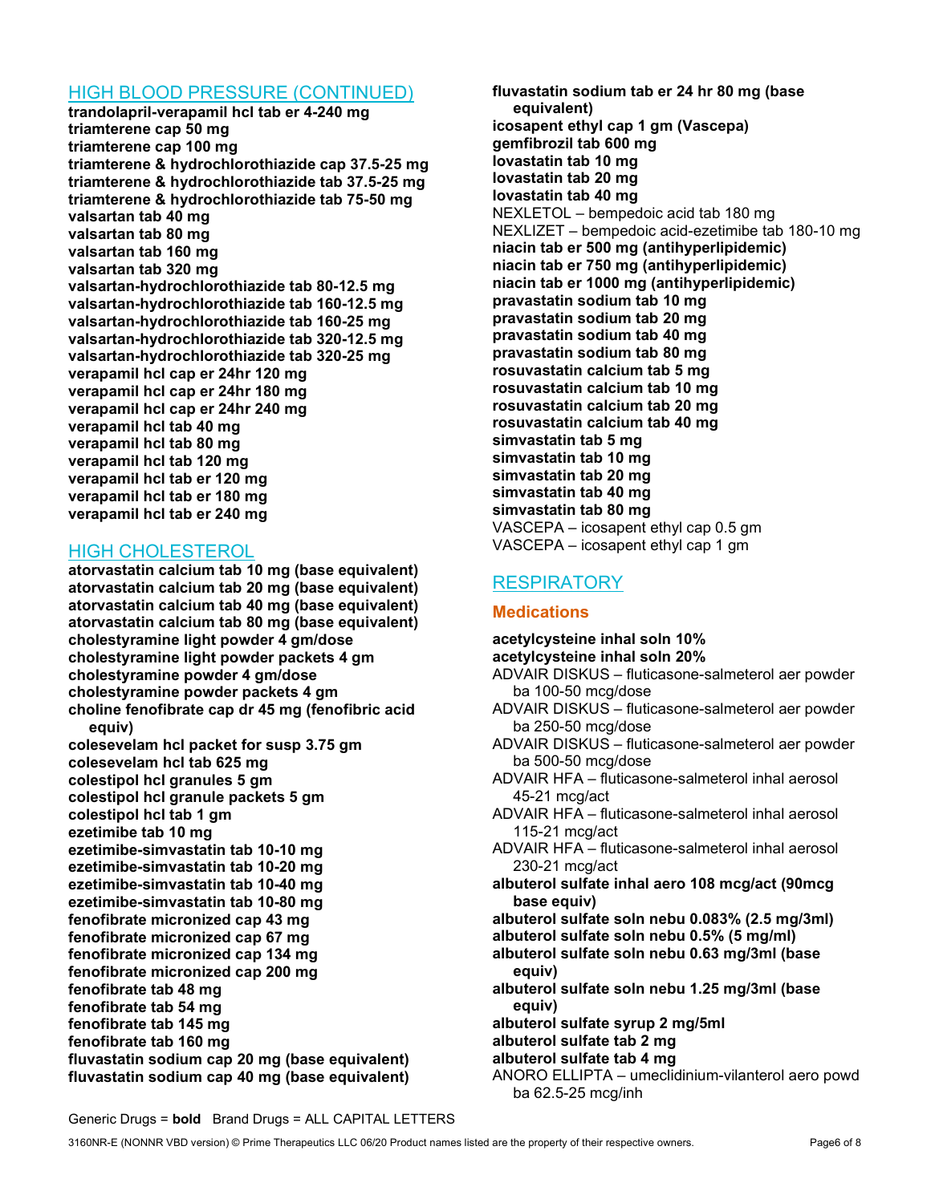## HIGH BLOOD PRESSURE (CONTINUED)

**trandolapril-verapamil hcl tab er 4-240 mg**
**triamterene cap 50 mg**
**triamterene cap 100 mg**
**triamterene & hydrochlorothiazide cap 37.5-25 mg**
**triamterene & hydrochlorothiazide tab 37.5-25 mg**
**triamterene & hydrochlorothiazide tab 75-50 mg**
**valsartan tab 40 mg**
**valsartan tab 80 mg**
**valsartan tab 160 mg**
**valsartan tab 320 mg**
**valsartan-hydrochlorothiazide tab 80-12.5 mg**
**valsartan-hydrochlorothiazide tab 160-12.5 mg**
**valsartan-hydrochlorothiazide tab 160-25 mg**
**valsartan-hydrochlorothiazide tab 320-12.5 mg**
**valsartan-hydrochlorothiazide tab 320-25 mg**
**verapamil hcl cap er 24hr 120 mg**
**verapamil hcl cap er 24hr 180 mg**
**verapamil hcl cap er 24hr 240 mg**
**verapamil hcl tab 40 mg**
**verapamil hcl tab 80 mg**
**verapamil hcl tab 120 mg**
**verapamil hcl tab er 120 mg**
**verapamil hcl tab er 180 mg**
**verapamil hcl tab er 240 mg**

## HIGH CHOLESTEROL

**atorvastatin calcium tab 10 mg (base equivalent)**
**atorvastatin calcium tab 20 mg (base equivalent)**
**atorvastatin calcium tab 40 mg (base equivalent)**
**atorvastatin calcium tab 80 mg (base equivalent)**
**cholestyramine light powder 4 gm/dose**
**cholestyramine light powder packets 4 gm**
**cholestyramine powder 4 gm/dose**
**cholestyramine powder packets 4 gm**
**choline fenofibrate cap dr 45 mg (fenofibric acid equiv)**
**colesevelam hcl packet for susp 3.75 gm**
**colesevelam hcl tab 625 mg**
**colestipol hcl granules 5 gm**
**colestipol hcl granule packets 5 gm**
**colestipol hcl tab 1 gm**
**ezetimibe tab 10 mg**
**ezetimibe-simvastatin tab 10-10 mg**
**ezetimibe-simvastatin tab 10-20 mg**
**ezetimibe-simvastatin tab 10-40 mg**
**ezetimibe-simvastatin tab 10-80 mg**
**fenofibrate micronized cap 43 mg**
**fenofibrate micronized cap 67 mg**
**fenofibrate micronized cap 134 mg**
**fenofibrate micronized cap 200 mg**
**fenofibrate tab 48 mg**
**fenofibrate tab 54 mg**
**fenofibrate tab 145 mg**
**fenofibrate tab 160 mg**
**fluvastatin sodium cap 20 mg (base equivalent)**
**fluvastatin sodium cap 40 mg (base equivalent)**
**fluvastatin sodium tab er 24 hr 80 mg (base equivalent)**
**icosapent ethyl cap 1 gm (Vascepa)**
**gemfibrozil tab 600 mg**
**lovastatin tab 10 mg**
**lovastatin tab 20 mg**
**lovastatin tab 40 mg**
NEXLETOL – bempedoic acid tab 180 mg
NEXLIZET – bempedoic acid-ezetimibe tab 180-10 mg
**niacin tab er 500 mg (antihyperlipidemic)**
**niacin tab er 750 mg (antihyperlipidemic)**
**niacin tab er 1000 mg (antihyperlipidemic)**
**pravastatin sodium tab 10 mg**
**pravastatin sodium tab 20 mg**
**pravastatin sodium tab 40 mg**
**pravastatin sodium tab 80 mg**
**rosuvastatin calcium tab 5 mg**
**rosuvastatin calcium tab 10 mg**
**rosuvastatin calcium tab 20 mg**
**rosuvastatin calcium tab 40 mg**
**simvastatin tab 5 mg**
**simvastatin tab 10 mg**
**simvastatin tab 20 mg**
**simvastatin tab 40 mg**
**simvastatin tab 80 mg**
VASCEPA – icosapent ethyl cap 0.5 gm
VASCEPA – icosapent ethyl cap 1 gm

## RESPIRATORY

### Medications

**acetylcysteine inhal soln 10%**
**acetylcysteine inhal soln 20%**
ADVAIR DISKUS – fluticasone-salmeterol aer powder ba 100-50 mcg/dose
ADVAIR DISKUS – fluticasone-salmeterol aer powder ba 250-50 mcg/dose
ADVAIR DISKUS – fluticasone-salmeterol aer powder ba 500-50 mcg/dose
ADVAIR HFA – fluticasone-salmeterol inhal aerosol 45-21 mcg/act
ADVAIR HFA – fluticasone-salmeterol inhal aerosol 115-21 mcg/act
ADVAIR HFA – fluticasone-salmeterol inhal aerosol 230-21 mcg/act
**albuterol sulfate inhal aero 108 mcg/act (90mcg base equiv)**
**albuterol sulfate soln nebu 0.083% (2.5 mg/3ml)**
**albuterol sulfate soln nebu 0.5% (5 mg/ml)**
**albuterol sulfate soln nebu 0.63 mg/3ml (base equiv)**
**albuterol sulfate soln nebu 1.25 mg/3ml (base equiv)**
**albuterol sulfate syrup 2 mg/5ml**
**albuterol sulfate tab 2 mg**
**albuterol sulfate tab 4 mg**
ANORO ELLIPTA – umeclidinium-vilanterol aero powd ba 62.5-25 mcg/inh

Generic Drugs = **bold**   Brand Drugs = ALL CAPITAL LETTERS

3160NR-E (NONNR VBD version) © Prime Therapeutics LLC 06/20 Product names listed are the property of their respective owners.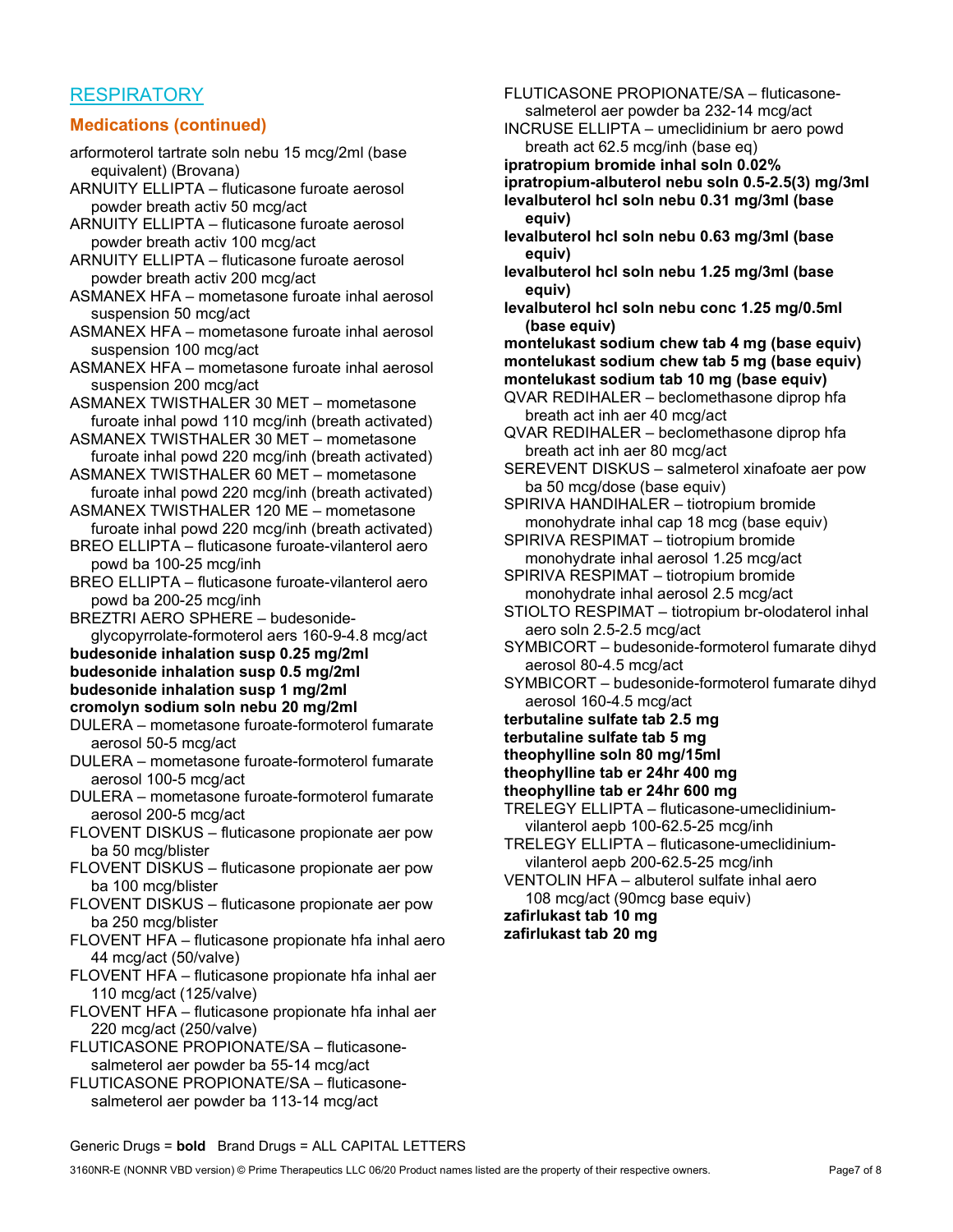## RESPIRATORY

### Medications (continued)

arformoterol tartrate soln nebu 15 mcg/2ml (base equivalent) (Brovana)
ARNUITY ELLIPTA – fluticasone furoate aerosol powder breath activ 50 mcg/act
ARNUITY ELLIPTA – fluticasone furoate aerosol powder breath activ 100 mcg/act
ARNUITY ELLIPTA – fluticasone furoate aerosol powder breath activ 200 mcg/act
ASMANEX HFA – mometasone furoate inhal aerosol suspension 50 mcg/act
ASMANEX HFA – mometasone furoate inhal aerosol suspension 100 mcg/act
ASMANEX HFA – mometasone furoate inhal aerosol suspension 200 mcg/act
ASMANEX TWISTHALER 30 MET – mometasone furoate inhal powd 110 mcg/inh (breath activated)
ASMANEX TWISTHALER 30 MET – mometasone furoate inhal powd 220 mcg/inh (breath activated)
ASMANEX TWISTHALER 60 MET – mometasone furoate inhal powd 220 mcg/inh (breath activated)
ASMANEX TWISTHALER 120 ME – mometasone furoate inhal powd 220 mcg/inh (breath activated)
BREO ELLIPTA – fluticasone furoate-vilanterol aero powd ba 100-25 mcg/inh
BREO ELLIPTA – fluticasone furoate-vilanterol aero powd ba 200-25 mcg/inh
BREZTRI AERO SPHERE – budesonide-glycopyrrolate-formoterol aers 160-9-4.8 mcg/act
**budesonide inhalation susp 0.25 mg/2ml**
**budesonide inhalation susp 0.5 mg/2ml**
**budesonide inhalation susp 1 mg/2ml**
**cromolyn sodium soln nebu 20 mg/2ml**
DULERA – mometasone furoate-formoterol fumarate aerosol 50-5 mcg/act
DULERA – mometasone furoate-formoterol fumarate aerosol 100-5 mcg/act
DULERA – mometasone furoate-formoterol fumarate aerosol 200-5 mcg/act
FLOVENT DISKUS – fluticasone propionate aer pow ba 50 mcg/blister
FLOVENT DISKUS – fluticasone propionate aer pow ba 100 mcg/blister
FLOVENT DISKUS – fluticasone propionate aer pow ba 250 mcg/blister
FLOVENT HFA – fluticasone propionate hfa inhal aero 44 mcg/act (50/valve)
FLOVENT HFA – fluticasone propionate hfa inhal aer 110 mcg/act (125/valve)
FLOVENT HFA – fluticasone propionate hfa inhal aer 220 mcg/act (250/valve)
FLUTICASONE PROPIONATE/SA – fluticasone-salmeterol aer powder ba 55-14 mcg/act
FLUTICASONE PROPIONATE/SA – fluticasone-salmeterol aer powder ba 113-14 mcg/act
FLUTICASONE PROPIONATE/SA – fluticasone-salmeterol aer powder ba 232-14 mcg/act
INCRUSE ELLIPTA – umeclidinium br aero powd breath act 62.5 mcg/inh (base eq)
**ipratropium bromide inhal soln 0.02%**
**ipratropium-albuterol nebu soln 0.5-2.5(3) mg/3ml**
**levalbuterol hcl soln nebu 0.31 mg/3ml (base equiv)**
**levalbuterol hcl soln nebu 0.63 mg/3ml (base equiv)**
**levalbuterol hcl soln nebu 1.25 mg/3ml (base equiv)**
**levalbuterol hcl soln nebu conc 1.25 mg/0.5ml (base equiv)**
**montelukast sodium chew tab 4 mg (base equiv)**
**montelukast sodium chew tab 5 mg (base equiv)**
**montelukast sodium tab 10 mg (base equiv)**
QVAR REDIHALER – beclomethasone diprop hfa breath act inh aer 40 mcg/act
QVAR REDIHALER – beclomethasone diprop hfa breath act inh aer 80 mcg/act
SEREVENT DISKUS – salmeterol xinafoate aer pow ba 50 mcg/dose (base equiv)
SPIRIVA HANDIHALER – tiotropium bromide monohydrate inhal cap 18 mcg (base equiv)
SPIRIVA RESPIMAT – tiotropium bromide monohydrate inhal aerosol 1.25 mcg/act
SPIRIVA RESPIMAT – tiotropium bromide monohydrate inhal aerosol 2.5 mcg/act
STIOLTO RESPIMAT – tiotropium br-olodaterol inhal aero soln 2.5-2.5 mcg/act
SYMBICORT – budesonide-formoterol fumarate dihyd aerosol 80-4.5 mcg/act
SYMBICORT – budesonide-formoterol fumarate dihyd aerosol 160-4.5 mcg/act
**terbutaline sulfate tab 2.5 mg**
**terbutaline sulfate tab 5 mg**
**theophylline soln 80 mg/15ml**
**theophylline tab er 24hr 400 mg**
**theophylline tab er 24hr 600 mg**
TRELEGY ELLIPTA – fluticasone-umeclidinium-vilanterol aepb 100-62.5-25 mcg/inh
TRELEGY ELLIPTA – fluticasone-umeclidinium-vilanterol aepb 200-62.5-25 mcg/inh
VENTOLIN HFA – albuterol sulfate inhal aero 108 mcg/act (90mcg base equiv)
**zafirlukast tab 10 mg**
**zafirlukast tab 20 mg**

Generic Drugs = **bold** Brand Drugs = ALL CAPITAL LETTERS

3160NR-E (NONNR VBD version) © Prime Therapeutics LLC 06/20 Product names listed are the property of their respective owners.